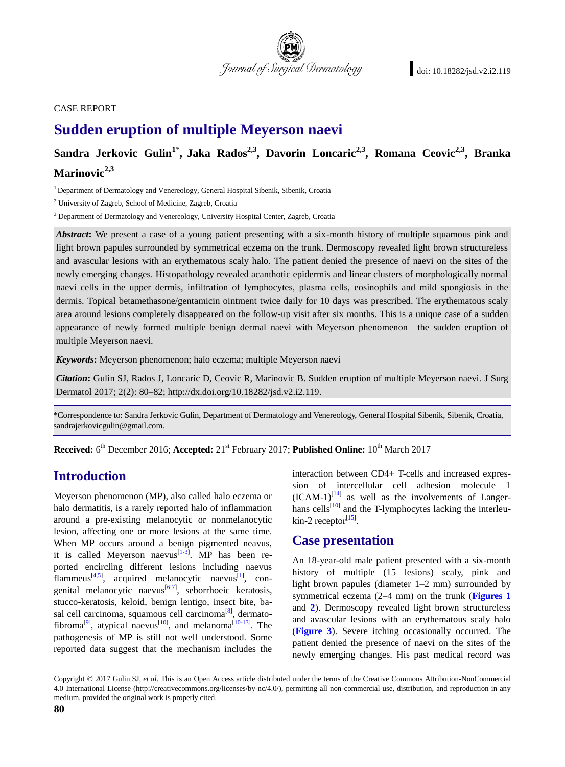CASE REPORT

# Sudden eruption of multiple Meyerson naevi

**Sandra Jerkovic Gulin[1]*, Jaka Rados[2,3], Davorin Loncaric[2,3], Romana Ceovic[2,3], Branka Marinovic[2,3]**

[1] Department of Dermatology and Venereology, General Hospital Sibenik, Sibenik, Croatia

[2] University of Zagreb, School of Medicine, Zagreb, Croatia

[3] Department of Dermatology and Venereology, University Hospital Center, Zagreb, Croatia

***Abstract*:** We present a case of a young patient presenting with a six-month history of multiple squamous pink and light brown papules surrounded by symmetrical eczema on the trunk. Dermoscopy revealed light brown structureless and avascular lesions with an erythematous scaly halo. The patient denied the presence of naevi on the sites of the newly emerging changes. Histopathology revealed acanthotic epidermis and linear clusters of morphologically normal naevi cells in the upper dermis, infiltration of lymphocytes, plasma cells, eosinophils and mild spongiosis in the dermis. Topical betamethasone/gentamicin ointment twice daily for 10 days was prescribed. The erythematous scaly area around lesions completely disappeared on the follow-up visit after six months. This is a unique case of a sudden appearance of newly formed multiple benign dermal naevi with Meyerson phenomenon—the sudden eruption of multiple Meyerson naevi.

***Keywords*:** Meyerson phenomenon; halo eczema; multiple Meyerson naevi

***Citation*:** Gulin SJ, Rados J, Loncaric D, Ceovic R, Marinovic B. Sudden eruption of multiple Meyerson naevi. J Surg Dermatol 2017; 2(2): 80–82; http://dx.doi.org/10.18282/jsd.v2.i2.119.

*Correspondence to: Sandra Jerkovic Gulin, Department of Dermatology and Venereology, General Hospital Sibenik, Sibenik, Croatia, sandrajerkovicgulin@gmail.com.

**Received:** 6th December 2016; **Accepted:** 21st February 2017; **Published Online:** 10th March 2017

## Introduction

Meyerson phenomenon (MP), also called halo eczema or halo dermatitis, is a rarely reported halo of inflammation around a pre-existing melanocytic or nonmelanocytic lesion, affecting one or more lesions at the same time. When MP occurs around a benign pigmented neavus, it is called Meyerson naevus[1-3]. MP has been reported encircling different lesions including naevus flammeus[4,5], acquired melanocytic naevus[1], congenital melanocytic naevus[6,7], seborrhoeic keratosis, stucco-keratosis, keloid, benign lentigo, insect bite, basal cell carcinoma, squamous cell carcinoma[8], dermatofibroma[9], atypical naevus[10], and melanoma[10-13]. The pathogenesis of MP is still not well understood. Some reported data suggest that the mechanism includes the interaction between CD4+ T-cells and increased expression of intercellular cell adhesion molecule 1 (ICAM-1)[14] as well as the involvements of Langerhans cells[10] and the T-lymphocytes lacking the interleukin-2 receptor[15].

## Case presentation

An 18-year-old male patient presented with a six-month history of multiple (15 lesions) scaly, pink and light brown papules (diameter 1–2 mm) surrounded by symmetrical eczema (2–4 mm) on the trunk (**Figures 1** and **2**). Dermoscopy revealed light brown structureless and avascular lesions with an erythematous scaly halo (**Figure 3**). Severe itching occasionally occurred. The patient denied the presence of naevi on the sites of the newly emerging changes. His past medical record was

Copyright © 2017 Gulin SJ, *et al*. This is an Open Access article distributed under the terms of the Creative Commons Attribution-NonCommercial 4.0 International License (http://creativecommons.org/licenses/by-nc/4.0/), permitting all non-commercial use, distribution, and reproduction in any medium, provided the original work is properly cited.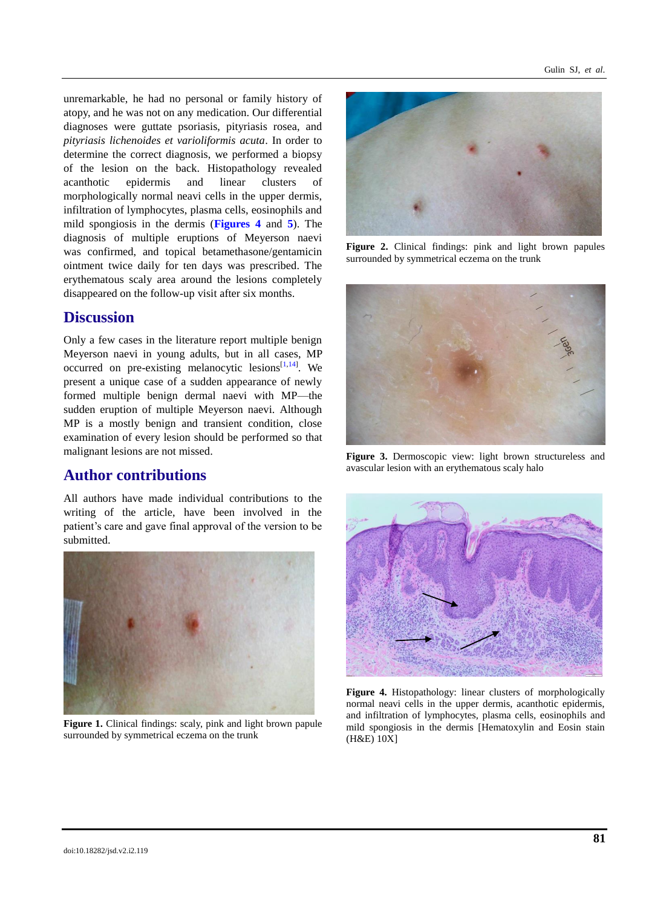unremarkable, he had no personal or family history of atopy, and he was not on any medication. Our differential diagnoses were guttate psoriasis, pityriasis rosea, and *pityriasis lichenoides et varioliformis acuta*. In order to determine the correct diagnosis, we performed a biopsy of the lesion on the back. Histopathology revealed acanthotic epidermis and linear clusters of morphologically normal neavi cells in the upper dermis, infiltration of lymphocytes, plasma cells, eosinophils and mild spongiosis in the dermis (**Figures 4** and **5**). The diagnosis of multiple eruptions of Meyerson naevi was confirmed, and topical betamethasone/gentamicin ointment twice daily for ten days was prescribed. The erythematous scaly area around the lesions completely disappeared on the follow-up visit after six months.

## Discussion

Only a few cases in the literature report multiple benign Meyerson naevi in young adults, but in all cases, MP occurred on pre-existing melanocytic lesions[1,14]. We present a unique case of a sudden appearance of newly formed multiple benign dermal naevi with MP—the sudden eruption of multiple Meyerson naevi. Although MP is a mostly benign and transient condition, close examination of every lesion should be performed so that malignant lesions are not missed.

## Author contributions

All authors have made individual contributions to the writing of the article, have been involved in the patient's care and gave final approval of the version to be submitted.

**Figure 1.** Clinical findings: scaly, pink and light brown papule surrounded by symmetrical eczema on the trunk

**Figure 2.** Clinical findings: pink and light brown papules surrounded by symmetrical eczema on the trunk

**Figure 3.** Dermoscopic view: light brown structureless and avascular lesion with an erythematous scaly halo

**Figure 4.** Histopathology: linear clusters of morphologically normal neavi cells in the upper dermis, acanthotic epidermis, and infiltration of lymphocytes, plasma cells, eosinophils and mild spongiosis in the dermis [Hematoxylin and Eosin stain (H&E) 10X]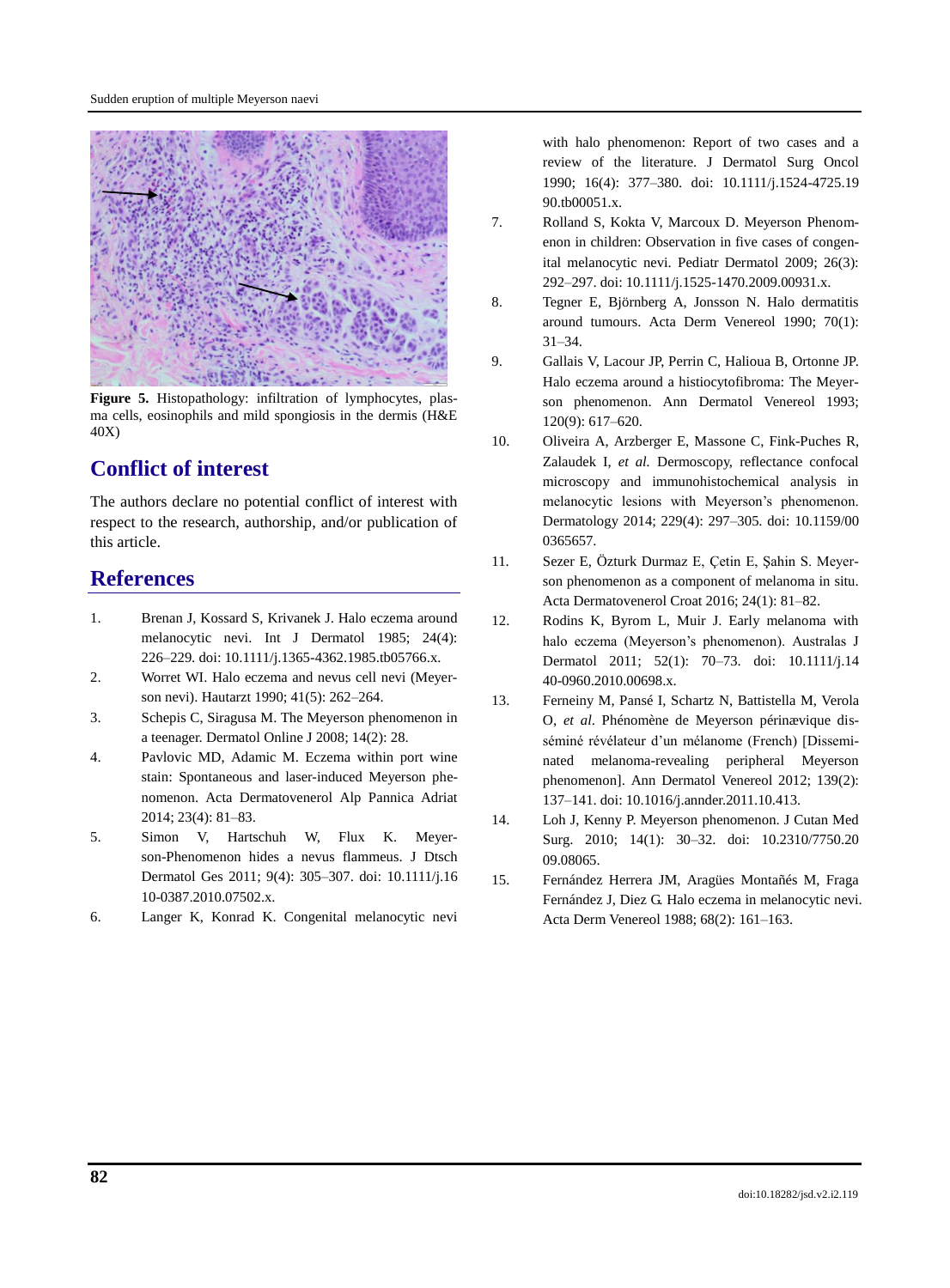Figure 5. Histopathology: infiltration of lymphocytes, plasma cells, eosinophils and mild spongiosis in the dermis (H&E 40X)

## Conflict of interest

The authors declare no potential conflict of interest with respect to the research, authorship, and/or publication of this article.

## References

1. Brenan J, Kossard S, Krivanek J. Halo eczema around melanocytic nevi. Int J Dermatol 1985; 24(4): 226–229. doi: 10.1111/j.1365-4362.1985.tb05766.x.
2. Worret WI. Halo eczema and nevus cell nevi (Meyerson nevi). Hautarzt 1990; 41(5): 262–264.
3. Schepis C, Siragusa M. The Meyerson phenomenon in a teenager. Dermatol Online J 2008; 14(2): 28.
4. Pavlovic MD, Adamic M. Eczema within port wine stain: Spontaneous and laser-induced Meyerson phenomenon. Acta Dermatovenerol Alp Pannica Adriat 2014; 23(4): 81–83.
5. Simon V, Hartschuh W, Flux K. Meyerson-Phenomenon hides a nevus flammeus. J Dtsch Dermatol Ges 2011; 9(4): 305–307. doi: 10.1111/j.1610-0387.2010.07502.x.
6. Langer K, Konrad K. Congenital melanocytic nevi with halo phenomenon: Report of two cases and a review of the literature. J Dermatol Surg Oncol 1990; 16(4): 377–380. doi: 10.1111/j.1524-4725.1990.tb00051.x.
7. Rolland S, Kokta V, Marcoux D. Meyerson Phenomenon in children: Observation in five cases of congenital melanocytic nevi. Pediatr Dermatol 2009; 26(3): 292–297. doi: 10.1111/j.1525-1470.2009.00931.x.
8. Tegner E, Björnberg A, Jonsson N. Halo dermatitis around tumours. Acta Derm Venereol 1990; 70(1): 31–34.
9. Gallais V, Lacour JP, Perrin C, Halioua B, Ortonne JP. Halo eczema around a histiocytofibroma: The Meyerson phenomenon. Ann Dermatol Venereol 1993; 120(9): 617–620.
10. Oliveira A, Arzberger E, Massone C, Fink-Puches R, Zalaudek I, *et al.* Dermoscopy, reflectance confocal microscopy and immunohistochemical analysis in melanocytic lesions with Meyerson's phenomenon. Dermatology 2014; 229(4): 297–305. doi: 10.1159/000365657.
11. Sezer E, Özturk Durmaz E, Çetin E, Şahin S. Meyerson phenomenon as a component of melanoma in situ. Acta Dermatovenerol Croat 2016; 24(1): 81–82.
12. Rodins K, Byrom L, Muir J. Early melanoma with halo eczema (Meyerson's phenomenon). Australas J Dermatol 2011; 52(1): 70–73. doi: 10.1111/j.1440-0960.2010.00698.x.
13. Ferneiny M, Pansé I, Schartz N, Battistella M, Verola O, *et al.* Phénomène de Meyerson périnævique disséminé révélateur d'un mélanome (French) [Disseminated melanoma-revealing peripheral Meyerson phenomenon]. Ann Dermatol Venereol 2012; 139(2): 137–141. doi: 10.1016/j.annder.2011.10.413.
14. Loh J, Kenny P. Meyerson phenomenon. J Cutan Med Surg. 2010; 14(1): 30–32. doi: 10.2310/7750.2009.08065.
15. Fernández Herrera JM, Aragües Montañés M, Fraga Fernández J, Diez G. Halo eczema in melanocytic nevi. Acta Derm Venereol 1988; 68(2): 161–163.